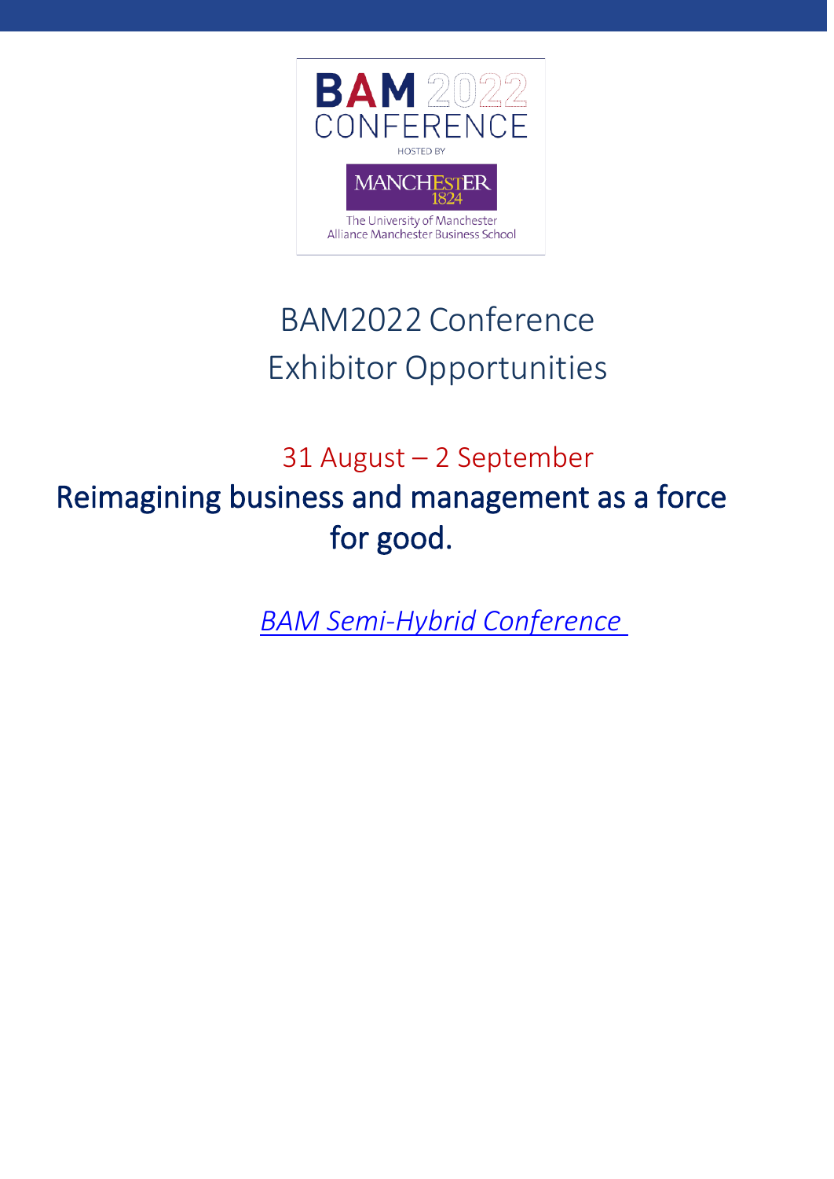BAM 2022 CONFERENCE

HOSTED BY

MANCHESTER 1824

The University of Manchester Alliance Manchester Business School

# BAM2022 Conference Exhibitor Opportunities

## 31 August – 2 September

## Reimagining business and management as a force for good.

*BAM Semi-Hybrid Conference*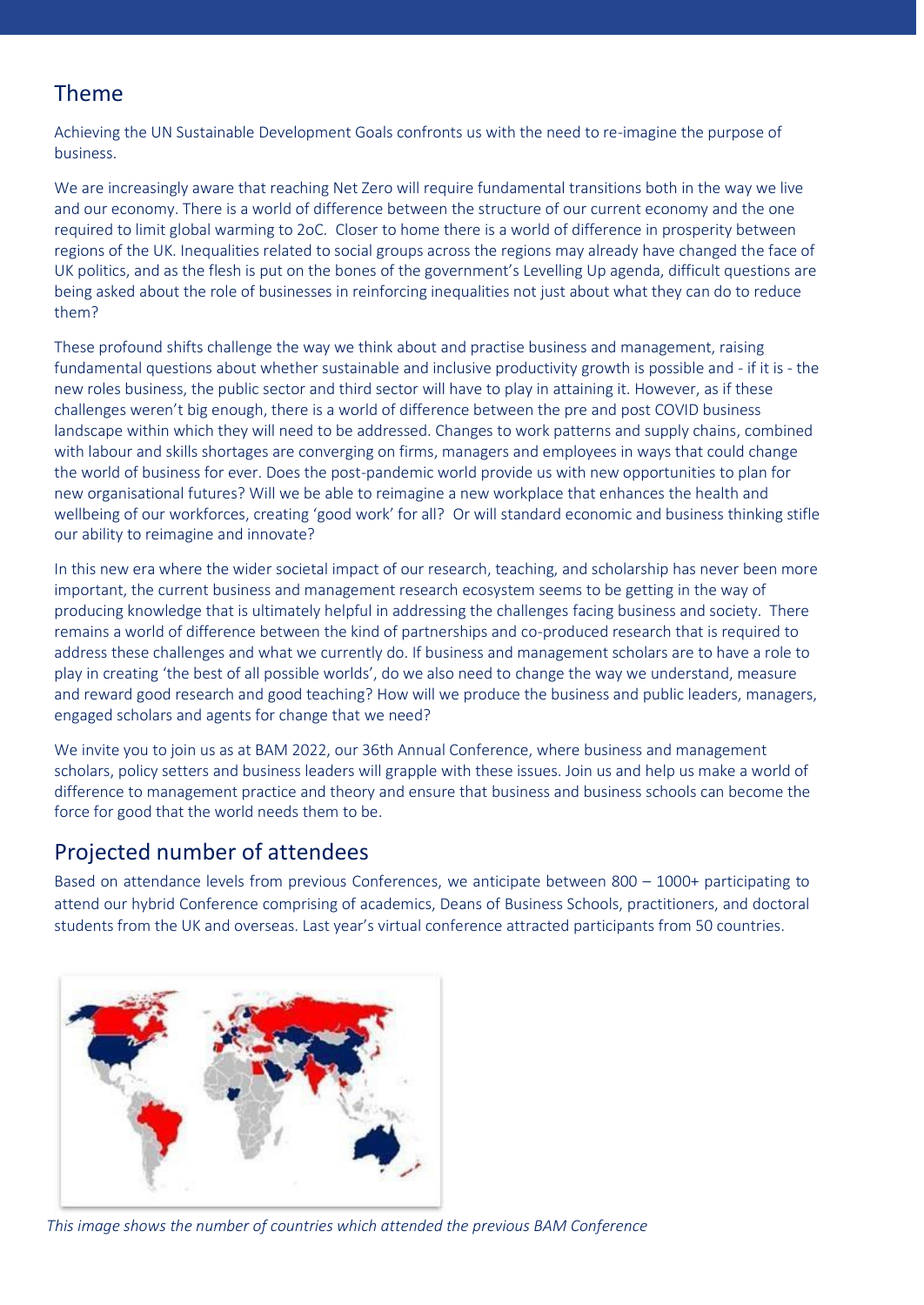## Theme

Achieving the UN Sustainable Development Goals confronts us with the need to re-imagine the purpose of business.

We are increasingly aware that reaching Net Zero will require fundamental transitions both in the way we live and our economy. There is a world of difference between the structure of our current economy and the one required to limit global warming to 2oC. Closer to home there is a world of difference in prosperity between regions of the UK. Inequalities related to social groups across the regions may already have changed the face of UK politics, and as the flesh is put on the bones of the government's Levelling Up agenda, difficult questions are being asked about the role of businesses in reinforcing inequalities not just about what they can do to reduce them?

These profound shifts challenge the way we think about and practise business and management, raising fundamental questions about whether sustainable and inclusive productivity growth is possible and - if it is - the new roles business, the public sector and third sector will have to play in attaining it. However, as if these challenges weren't big enough, there is a world of difference between the pre and post COVID business landscape within which they will need to be addressed. Changes to work patterns and supply chains, combined with labour and skills shortages are converging on firms, managers and employees in ways that could change the world of business for ever. Does the post-pandemic world provide us with new opportunities to plan for new organisational futures? Will we be able to reimagine a new workplace that enhances the health and wellbeing of our workforces, creating 'good work' for all? Or will standard economic and business thinking stifle our ability to reimagine and innovate?

In this new era where the wider societal impact of our research, teaching, and scholarship has never been more important, the current business and management research ecosystem seems to be getting in the way of producing knowledge that is ultimately helpful in addressing the challenges facing business and society. There remains a world of difference between the kind of partnerships and co-produced research that is required to address these challenges and what we currently do. If business and management scholars are to have a role to play in creating 'the best of all possible worlds', do we also need to change the way we understand, measure and reward good research and good teaching? How will we produce the business and public leaders, managers, engaged scholars and agents for change that we need?

We invite you to join us as at BAM 2022, our 36th Annual Conference, where business and management scholars, policy setters and business leaders will grapple with these issues. Join us and help us make a world of difference to management practice and theory and ensure that business and business schools can become the force for good that the world needs them to be.

## Projected number of attendees

Based on attendance levels from previous Conferences, we anticipate between 800 – 1000+ participating to attend our hybrid Conference comprising of academics, Deans of Business Schools, practitioners, and doctoral students from the UK and overseas. Last year's virtual conference attracted participants from 50 countries.

*This image shows the number of countries which attended the previous BAM Conference*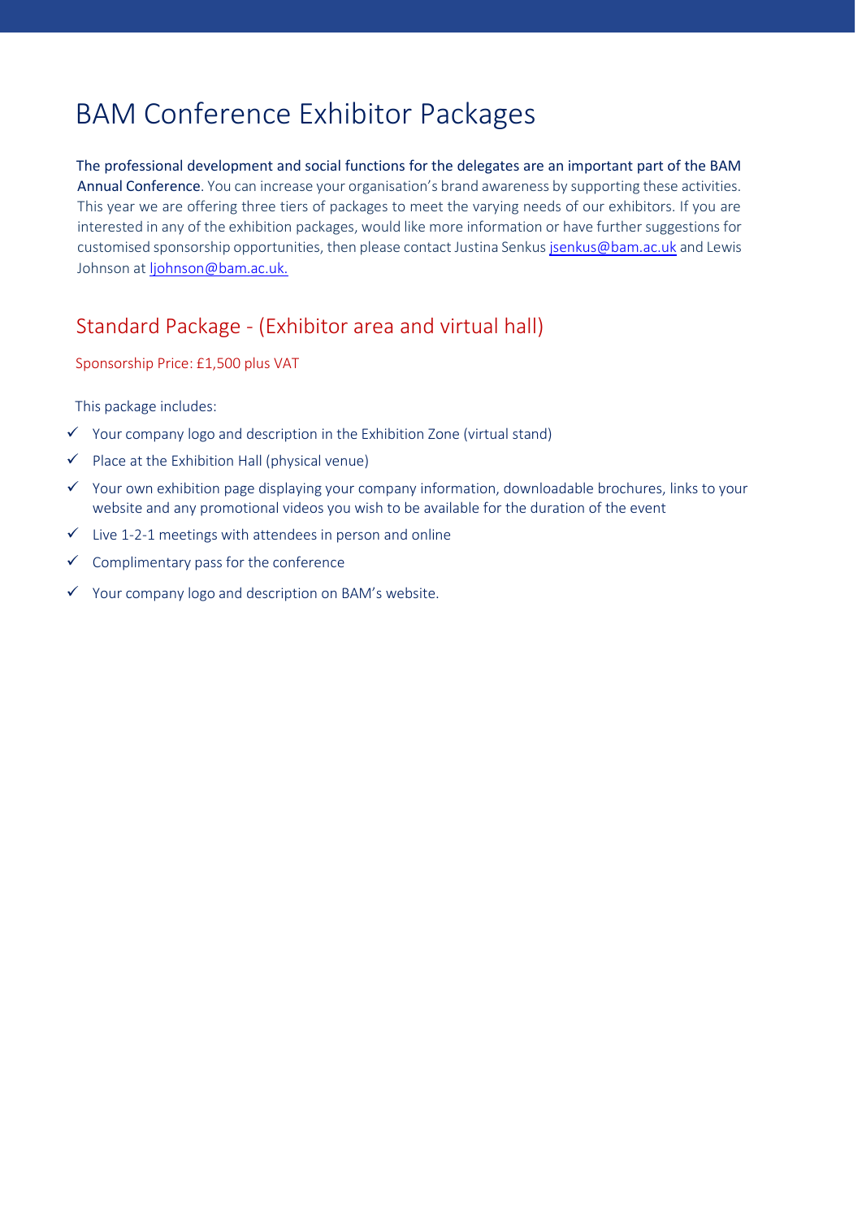# BAM Conference Exhibitor Packages

The professional development and social functions for the delegates are an important part of the BAM Annual Conference. You can increase your organisation's brand awareness by supporting these activities. This year we are offering three tiers of packages to meet the varying needs of our exhibitors. If you are interested in any of the exhibition packages, would like more information or have further suggestions for customised sponsorship opportunities, then please contact Justina Senkus jsenkus@bam.ac.uk and Lewis Johnson at ljohnson@bam.ac.uk.

## Standard Package - (Exhibitor area and virtual hall)

Sponsorship Price: £1,500 plus VAT

This package includes:

- ✓ Your company logo and description in the Exhibition Zone (virtual stand)
- ✓ Place at the Exhibition Hall (physical venue)
- ✓ Your own exhibition page displaying your company information, downloadable brochures, links to your website and any promotional videos you wish to be available for the duration of the event
- ✓ Live 1-2-1 meetings with attendees in person and online
- ✓ Complimentary pass for the conference
- ✓ Your company logo and description on BAM's website.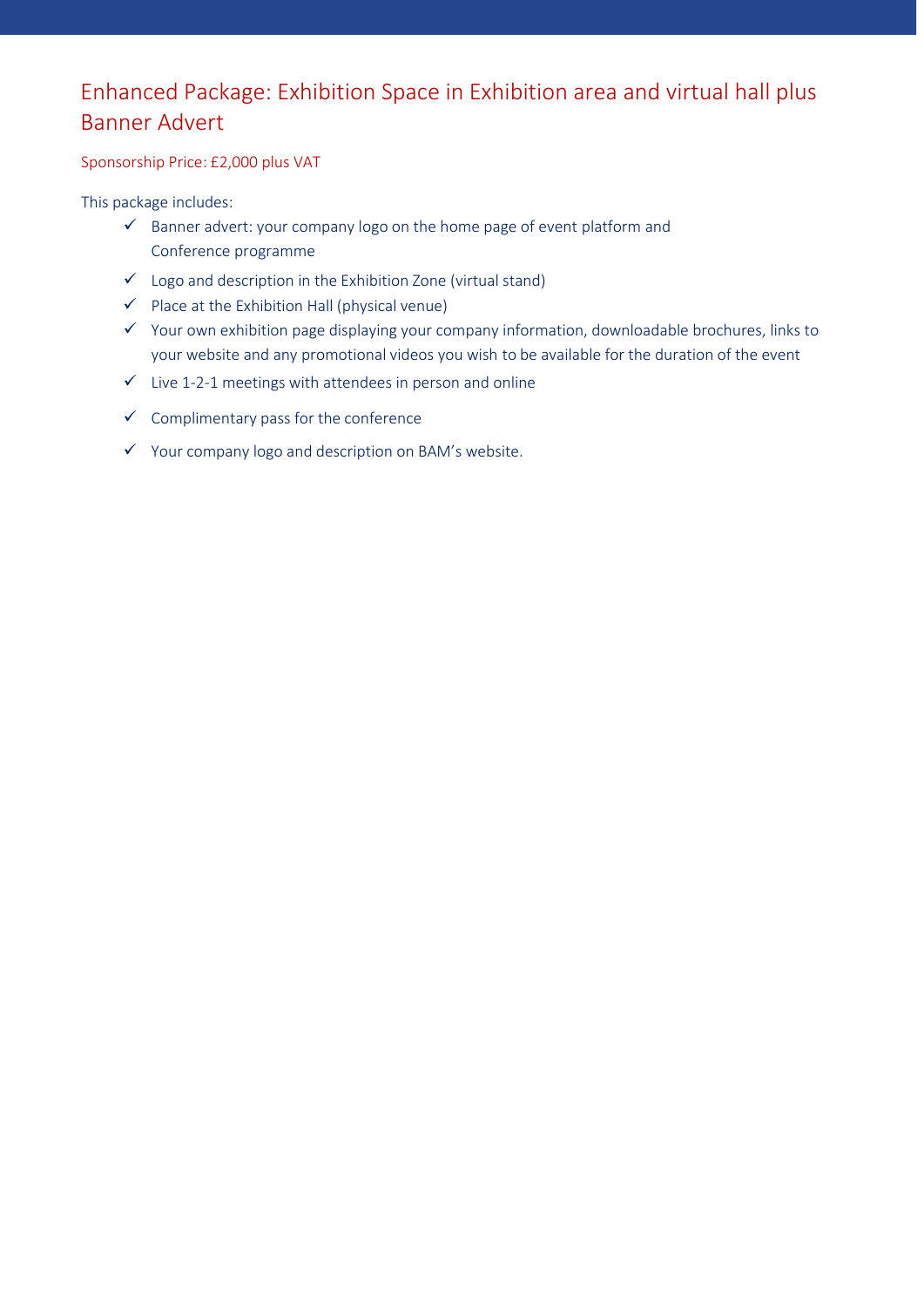## Enhanced Package: Exhibition Space in Exhibition area and virtual hall plus Banner Advert

Sponsorship Price: £2,000 plus VAT

This package includes:

- ✓ Banner advert: your company logo on the home page of event platform and Conference programme
- ✓ Logo and description in the Exhibition Zone (virtual stand)
- ✓ Place at the Exhibition Hall (physical venue)
- ✓ Your own exhibition page displaying your company information, downloadable brochures, links to your website and any promotional videos you wish to be available for the duration of the event
- ✓ Live 1-2-1 meetings with attendees in person and online
- ✓ Complimentary pass for the conference
- ✓ Your company logo and description on BAM's website.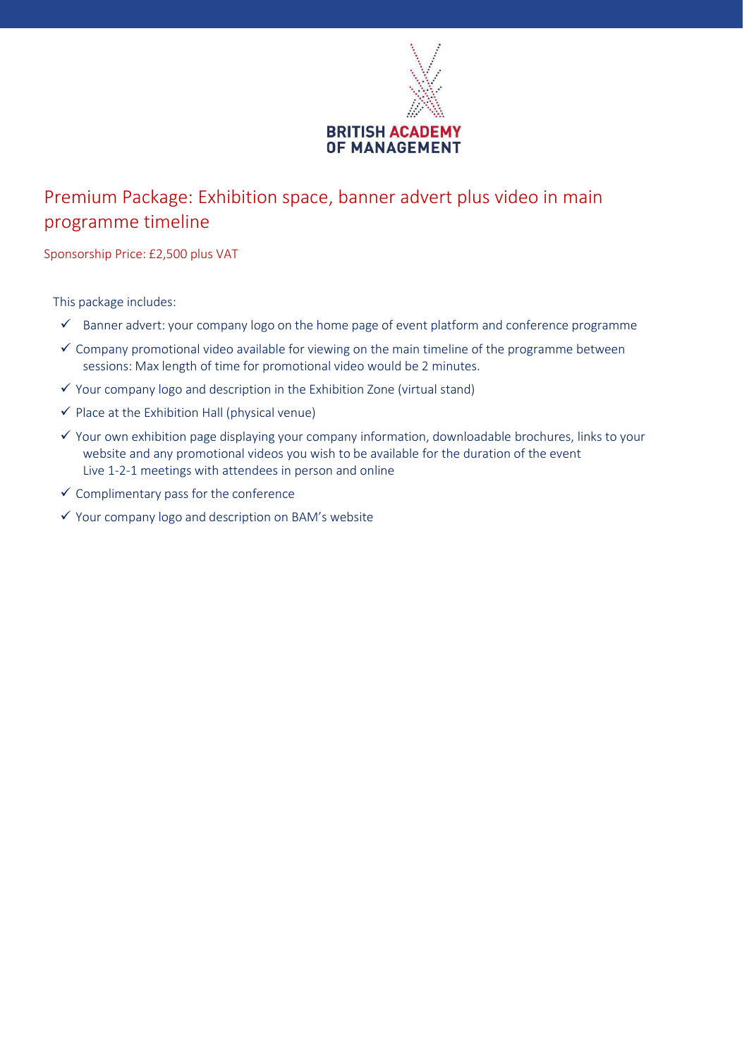BRITISH ACADEMY OF MANAGEMENT

## Premium Package: Exhibition space, banner advert plus video in main programme timeline

Sponsorship Price: £2,500 plus VAT

This package includes:

- ✓ Banner advert: your company logo on the home page of event platform and conference programme
- ✓ Company promotional video available for viewing on the main timeline of the programme between sessions: Max length of time for promotional video would be 2 minutes.
- ✓ Your company logo and description in the Exhibition Zone (virtual stand)
- ✓ Place at the Exhibition Hall (physical venue)
- ✓ Your own exhibition page displaying your company information, downloadable brochures, links to your website and any promotional videos you wish to be available for the duration of the event
  Live 1-2-1 meetings with attendees in person and online
- ✓ Complimentary pass for the conference
- ✓ Your company logo and description on BAM's website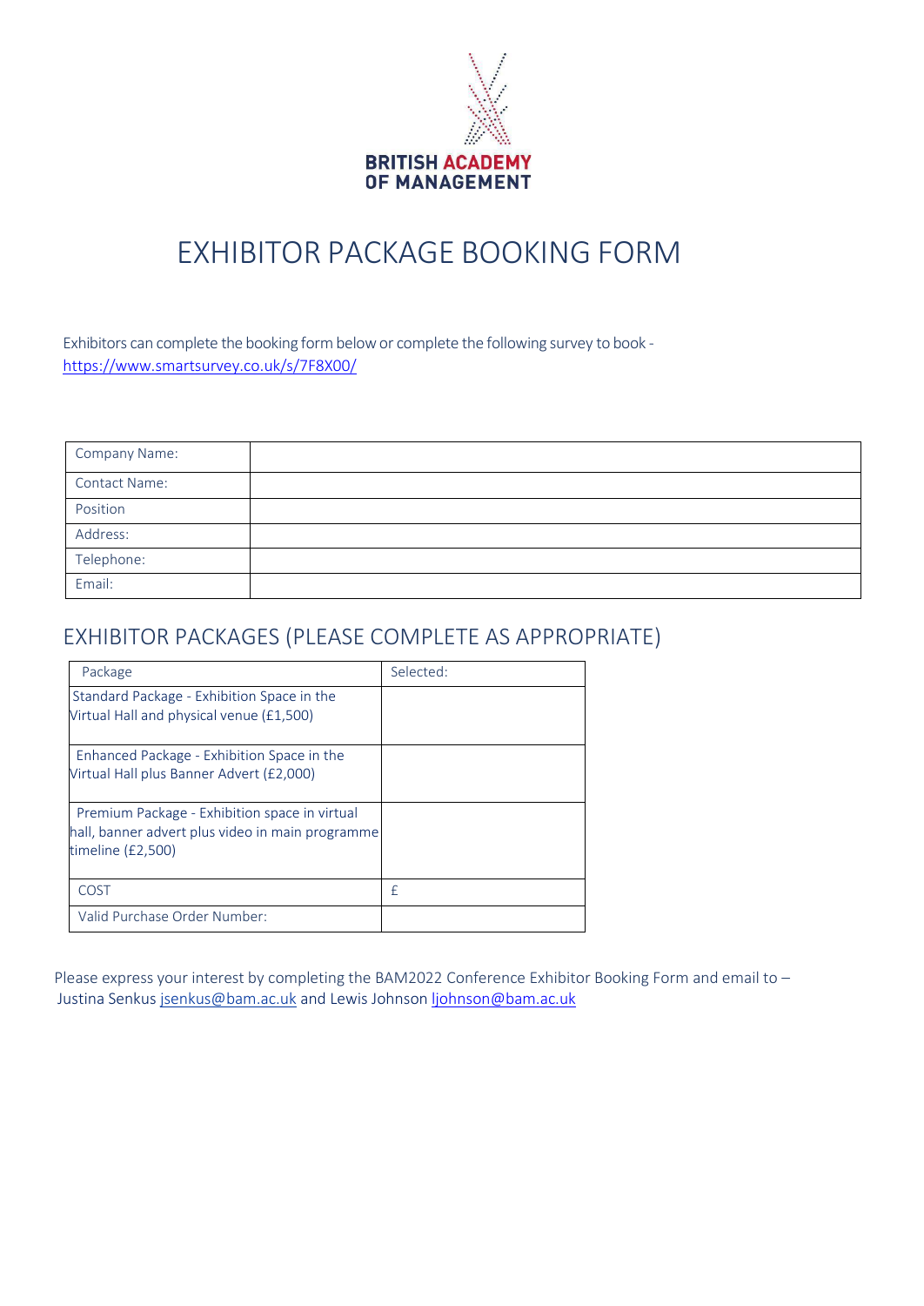BRITISH ACADEMY OF MANAGEMENT

# EXHIBITOR PACKAGE BOOKING FORM

Exhibitors can complete the booking form below or complete the following survey to book - https://www.smartsurvey.co.uk/s/7F8X00/

| | |
|---|---|
| Company Name: | |
| Contact Name: | |
| Position | |
| Address: | |
| Telephone: | |
| Email: | |

## EXHIBITOR PACKAGES (PLEASE COMPLETE AS APPROPRIATE)

| Package | Selected: |
|---|---|
| Standard Package - Exhibition Space in the Virtual Hall and physical venue (£1,500) | |
| Enhanced Package - Exhibition Space in the Virtual Hall plus Banner Advert (£2,000) | |
| Premium Package - Exhibition space in virtual hall, banner advert plus video in main programme timeline (£2,500) | |
| COST | £ |
| Valid Purchase Order Number: | |

Please express your interest by completing the BAM2022 Conference Exhibitor Booking Form and email to – Justina Senkus jsenkus@bam.ac.uk and Lewis Johnson ljohnson@bam.ac.uk